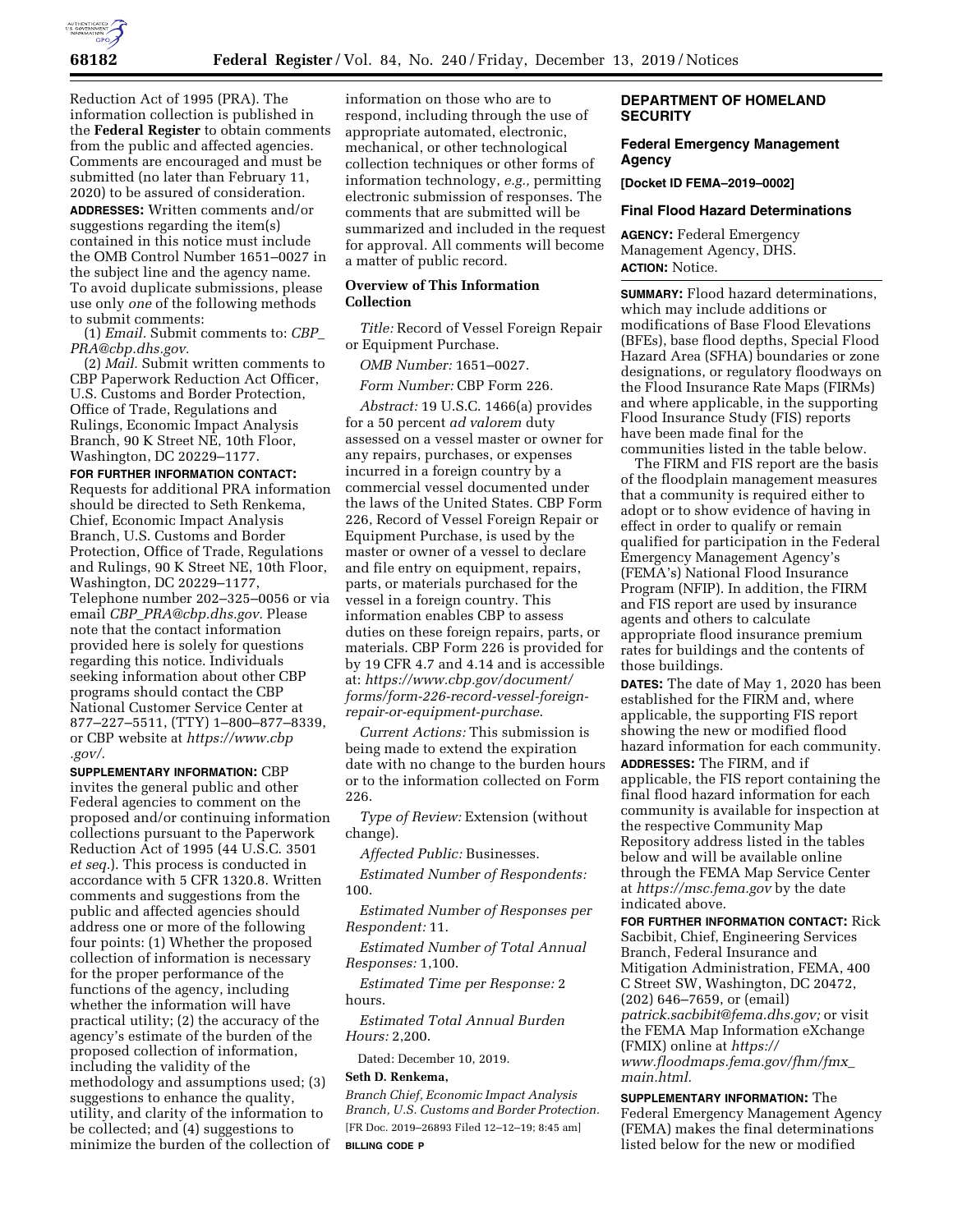Reduction Act of 1995 (PRA). The information collection is published in the **Federal Register** to obtain comments from the public and affected agencies. Comments are encouraged and must be submitted (no later than February 11, 2020) to be assured of consideration.

**ADDRESSES:** Written comments and/or suggestions regarding the item(s) contained in this notice must include the OMB Control Number 1651–0027 in the subject line and the agency name. To avoid duplicate submissions, please use only *one* of the following methods to submit comments:

(1) *Email.* Submit comments to: *CBP_PRA@cbp.dhs.gov.*

(2) *Mail.* Submit written comments to CBP Paperwork Reduction Act Officer, U.S. Customs and Border Protection, Office of Trade, Regulations and Rulings, Economic Impact Analysis Branch, 90 K Street NE, 10th Floor, Washington, DC 20229–1177.

**FOR FURTHER INFORMATION CONTACT:** Requests for additional PRA information should be directed to Seth Renkema, Chief, Economic Impact Analysis Branch, U.S. Customs and Border Protection, Office of Trade, Regulations and Rulings, 90 K Street NE, 10th Floor, Washington, DC 20229–1177, Telephone number 202–325–0056 or via email *CBP_PRA@cbp.dhs.gov.* Please note that the contact information provided here is solely for questions regarding this notice. Individuals seeking information about other CBP programs should contact the CBP National Customer Service Center at 877–227–5511, (TTY) 1–800–877–8339, or CBP website at *https://www.cbp.gov/.*

**SUPPLEMENTARY INFORMATION:** CBP invites the general public and other Federal agencies to comment on the proposed and/or continuing information collections pursuant to the Paperwork Reduction Act of 1995 (44 U.S.C. 3501 *et seq.*). This process is conducted in accordance with 5 CFR 1320.8. Written comments and suggestions from the public and affected agencies should address one or more of the following four points: (1) Whether the proposed collection of information is necessary for the proper performance of the functions of the agency, including whether the information will have practical utility; (2) the accuracy of the agency's estimate of the burden of the proposed collection of information, including the validity of the methodology and assumptions used; (3) suggestions to enhance the quality, utility, and clarity of the information to be collected; and (4) suggestions to minimize the burden of the collection of information on those who are to respond, including through the use of appropriate automated, electronic, mechanical, or other technological collection techniques or other forms of information technology, *e.g.,* permitting electronic submission of responses. The comments that are submitted will be summarized and included in the request for approval. All comments will become a matter of public record.

## Overview of This Information Collection

*Title:* Record of Vessel Foreign Repair or Equipment Purchase.

*OMB Number:* 1651–0027.

*Form Number:* CBP Form 226.

*Abstract:* 19 U.S.C. 1466(a) provides for a 50 percent *ad valorem* duty assessed on a vessel master or owner for any repairs, purchases, or expenses incurred in a foreign country by a commercial vessel documented under the laws of the United States. CBP Form 226, Record of Vessel Foreign Repair or Equipment Purchase, is used by the master or owner of a vessel to declare and file entry on equipment, repairs, parts, or materials purchased for the vessel in a foreign country. This information enables CBP to assess duties on these foreign repairs, parts, or materials. CBP Form 226 is provided for by 19 CFR 4.7 and 4.14 and is accessible at: *https://www.cbp.gov/document/forms/form-226-record-vessel-foreign-repair-or-equipment-purchase*.

*Current Actions:* This submission is being made to extend the expiration date with no change to the burden hours or to the information collected on Form 226.

*Type of Review:* Extension (without change).

*Affected Public:* Businesses.

*Estimated Number of Respondents:* 100.

*Estimated Number of Responses per Respondent:* 11.

*Estimated Number of Total Annual Responses:* 1,100.

*Estimated Time per Response:* 2 hours.

*Estimated Total Annual Burden Hours:* 2,200.

Dated: December 10, 2019.

**Seth D. Renkema,**

*Branch Chief, Economic Impact Analysis Branch, U.S. Customs and Border Protection.*

[FR Doc. 2019–26893 Filed 12–12–19; 8:45 am]

**BILLING CODE P**

## DEPARTMENT OF HOMELAND SECURITY

### Federal Emergency Management Agency

**[Docket ID FEMA–2019–0002]**

### Final Flood Hazard Determinations

**AGENCY:** Federal Emergency Management Agency, DHS.

**ACTION:** Notice.

**SUMMARY:** Flood hazard determinations, which may include additions or modifications of Base Flood Elevations (BFEs), base flood depths, Special Flood Hazard Area (SFHA) boundaries or zone designations, or regulatory floodways on the Flood Insurance Rate Maps (FIRMs) and where applicable, in the supporting Flood Insurance Study (FIS) reports have been made final for the communities listed in the table below.

The FIRM and FIS report are the basis of the floodplain management measures that a community is required either to adopt or to show evidence of having in effect in order to qualify or remain qualified for participation in the Federal Emergency Management Agency's (FEMA's) National Flood Insurance Program (NFIP). In addition, the FIRM and FIS report are used by insurance agents and others to calculate appropriate flood insurance premium rates for buildings and the contents of those buildings.

**DATES:** The date of May 1, 2020 has been established for the FIRM and, where applicable, the supporting FIS report showing the new or modified flood hazard information for each community.

**ADDRESSES:** The FIRM, and if applicable, the FIS report containing the final flood hazard information for each community is available for inspection at the respective Community Map Repository address listed in the tables below and will be available online through the FEMA Map Service Center at *https://msc.fema.gov* by the date indicated above.

**FOR FURTHER INFORMATION CONTACT:** Rick Sacbibit, Chief, Engineering Services Branch, Federal Insurance and Mitigation Administration, FEMA, 400 C Street SW, Washington, DC 20472, (202) 646–7659, or (email) *patrick.sacbibit@fema.dhs.gov;* or visit the FEMA Map Information eXchange (FMIX) online at *https://www.floodmaps.fema.gov/fhm/fmx_main.html.*

**SUPPLEMENTARY INFORMATION:** The Federal Emergency Management Agency (FEMA) makes the final determinations listed below for the new or modified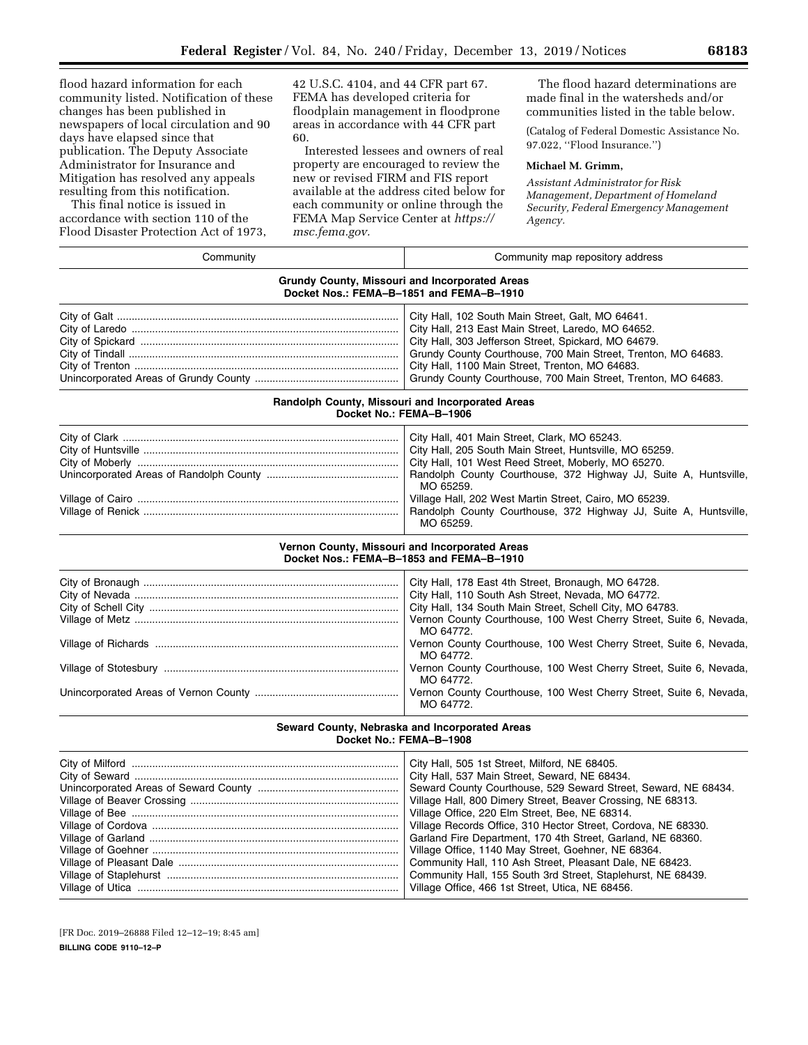flood hazard information for each community listed. Notification of these changes has been published in newspapers of local circulation and 90 days have elapsed since that publication. The Deputy Associate Administrator for Insurance and Mitigation has resolved any appeals resulting from this notification.

This final notice is issued in accordance with section 110 of the Flood Disaster Protection Act of 1973, 42 U.S.C. 4104, and 44 CFR part 67. FEMA has developed criteria for floodplain management in floodprone areas in accordance with 44 CFR part 60.

Interested lessees and owners of real property are encouraged to review the new or revised FIRM and FIS report available at the address cited below for each community or online through the FEMA Map Service Center at *https://msc.fema.gov.*

The flood hazard determinations are made final in the watersheds and/or communities listed in the table below.

(Catalog of Federal Domestic Assistance No. 97.022, ''Flood Insurance.'')

**Michael M. Grimm,**

*Assistant Administrator for Risk Management, Department of Homeland Security, Federal Emergency Management Agency.*

| Community | Community map repository address |
|---|---|
| **Grundy County, Missouri and Incorporated Areas Docket Nos.: FEMA–B–1851 and FEMA–B–1910** | |
| City of Galt | City Hall, 102 South Main Street, Galt, MO 64641. |
| City of Laredo | City Hall, 213 East Main Street, Laredo, MO 64652. |
| City of Spickard | City Hall, 303 Jefferson Street, Spickard, MO 64679. |
| City of Tindall | Grundy County Courthouse, 700 Main Street, Trenton, MO 64683. |
| City of Trenton | City Hall, 1100 Main Street, Trenton, MO 64683. |
| Unincorporated Areas of Grundy County | Grundy County Courthouse, 700 Main Street, Trenton, MO 64683. |
| **Randolph County, Missouri and Incorporated Areas Docket No.: FEMA–B–1906** | |
| City of Clark | City Hall, 401 Main Street, Clark, MO 65243. |
| City of Huntsville | City Hall, 205 South Main Street, Huntsville, MO 65259. |
| City of Moberly | City Hall, 101 West Reed Street, Moberly, MO 65270. |
| Unincorporated Areas of Randolph County | Randolph County Courthouse, 372 Highway JJ, Suite A, Huntsville, MO 65259. |
| Village of Cairo | Village Hall, 202 West Martin Street, Cairo, MO 65239. |
| Village of Renick | Randolph County Courthouse, 372 Highway JJ, Suite A, Huntsville, MO 65259. |
| **Vernon County, Missouri and Incorporated Areas Docket Nos.: FEMA–B–1853 and FEMA–B–1910** | |
| City of Bronaugh | City Hall, 178 East 4th Street, Bronaugh, MO 64728. |
| City of Nevada | City Hall, 110 South Ash Street, Nevada, MO 64772. |
| City of Schell City | City Hall, 134 South Main Street, Schell City, MO 64783. |
| Village of Metz | Vernon County Courthouse, 100 West Cherry Street, Suite 6, Nevada, MO 64772. |
| Village of Richards | Vernon County Courthouse, 100 West Cherry Street, Suite 6, Nevada, MO 64772. |
| Village of Stotesbury | Vernon County Courthouse, 100 West Cherry Street, Suite 6, Nevada, MO 64772. |
| Unincorporated Areas of Vernon County | Vernon County Courthouse, 100 West Cherry Street, Suite 6, Nevada, MO 64772. |
| **Seward County, Nebraska and Incorporated Areas Docket No.: FEMA–B–1908** | |
| City of Milford | City Hall, 505 1st Street, Milford, NE 68405. |
| City of Seward | City Hall, 537 Main Street, Seward, NE 68434. |
| Unincorporated Areas of Seward County | Seward County Courthouse, 529 Seward Street, Seward, NE 68434. |
| Village of Beaver Crossing | Village Hall, 800 Dimery Street, Beaver Crossing, NE 68313. |
| Village of Bee | Village Office, 220 Elm Street, Bee, NE 68314. |
| Village of Cordova | Village Records Office, 310 Hector Street, Cordova, NE 68330. |
| Village of Garland | Garland Fire Department, 170 4th Street, Garland, NE 68360. |
| Village of Goehner | Village Office, 1140 May Street, Goehner, NE 68364. |
| Village of Pleasant Dale | Community Hall, 110 Ash Street, Pleasant Dale, NE 68423. |
| Village of Staplehurst | Community Hall, 155 South 3rd Street, Staplehurst, NE 68439. |
| Village of Utica | Village Office, 466 1st Street, Utica, NE 68456. |

[FR Doc. 2019–26888 Filed 12–12–19; 8:45 am]

**BILLING CODE 9110–12–P**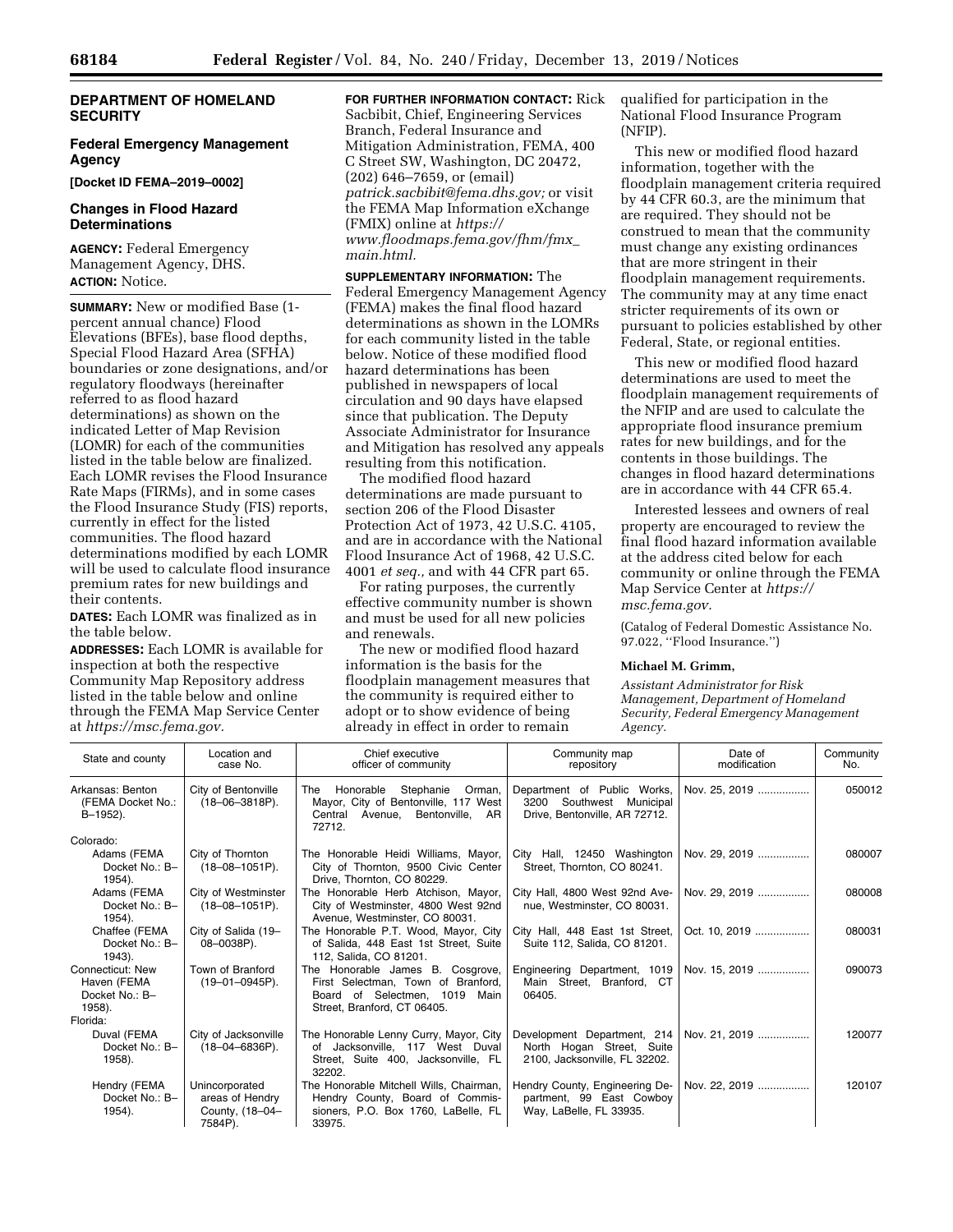## DEPARTMENT OF HOMELAND SECURITY

### Federal Emergency Management Agency

**[Docket ID FEMA–2019–0002]**

### Changes in Flood Hazard Determinations

**AGENCY:** Federal Emergency Management Agency, DHS.

**ACTION:** Notice.

**SUMMARY:** New or modified Base (1-percent annual chance) Flood Elevations (BFEs), base flood depths, Special Flood Hazard Area (SFHA) boundaries or zone designations, and/or regulatory floodways (hereinafter referred to as flood hazard determinations) as shown on the indicated Letter of Map Revision (LOMR) for each of the communities listed in the table below are finalized. Each LOMR revises the Flood Insurance Rate Maps (FIRMs), and in some cases the Flood Insurance Study (FIS) reports, currently in effect for the listed communities. The flood hazard determinations modified by each LOMR will be used to calculate flood insurance premium rates for new buildings and their contents.

**DATES:** Each LOMR was finalized as in the table below.

**ADDRESSES:** Each LOMR is available for inspection at both the respective Community Map Repository address listed in the table below and online through the FEMA Map Service Center at *https://msc.fema.gov.*

**FOR FURTHER INFORMATION CONTACT:** Rick Sacbibit, Chief, Engineering Services Branch, Federal Insurance and Mitigation Administration, FEMA, 400 C Street SW, Washington, DC 20472, (202) 646–7659, or (email) *patrick.sacbibit@fema.dhs.gov;* or visit the FEMA Map Information eXchange (FMIX) online at *https://www.floodmaps.fema.gov/fhm/fmx_main.html.*

**SUPPLEMENTARY INFORMATION:** The Federal Emergency Management Agency (FEMA) makes the final flood hazard determinations as shown in the LOMRs for each community listed in the table below. Notice of these modified flood hazard determinations has been published in newspapers of local circulation and 90 days have elapsed since that publication. The Deputy Associate Administrator for Insurance and Mitigation has resolved any appeals resulting from this notification.

The modified flood hazard determinations are made pursuant to section 206 of the Flood Disaster Protection Act of 1973, 42 U.S.C. 4105, and are in accordance with the National Flood Insurance Act of 1968, 42 U.S.C. 4001 *et seq.,* and with 44 CFR part 65.

For rating purposes, the currently effective community number is shown and must be used for all new policies and renewals.

The new or modified flood hazard information is the basis for the floodplain management measures that the community is required either to adopt or to show evidence of being already in effect in order to remain qualified for participation in the National Flood Insurance Program (NFIP).

This new or modified flood hazard information, together with the floodplain management criteria required by 44 CFR 60.3, are the minimum that are required. They should not be construed to mean that the community must change any existing ordinances that are more stringent in their floodplain management requirements. The community may at any time enact stricter requirements of its own or pursuant to policies established by other Federal, State, or regional entities.

This new or modified flood hazard determinations are used to meet the floodplain management requirements of the NFIP and are used to calculate the appropriate flood insurance premium rates for new buildings, and for the contents in those buildings. The changes in flood hazard determinations are in accordance with 44 CFR 65.4.

Interested lessees and owners of real property are encouraged to review the final flood hazard information available at the address cited below for each community or online through the FEMA Map Service Center at *https://msc.fema.gov.*

(Catalog of Federal Domestic Assistance No. 97.022, ''Flood Insurance.'')

**Michael M. Grimm,**

*Assistant Administrator for Risk Management, Department of Homeland Security, Federal Emergency Management Agency.*

| State and county | Location and case No. | Chief executive officer of community | Community map repository | Date of modification | Community No. |
|---|---|---|---|---|---|
| Arkansas: Benton (FEMA Docket No.: B–1952). | City of Bentonville (18–06–3818P). | The Honorable Stephanie Orman, Mayor, City of Bentonville, 117 West Central Avenue, Bentonville, AR 72712. | Department of Public Works, 3200 Southwest Municipal Drive, Bentonville, AR 72712. | Nov. 25, 2019 | 050012 |
| Colorado: | | | | | |
| Adams (FEMA Docket No.: B–1954). | City of Thornton (18–08–1051P). | The Honorable Heidi Williams, Mayor, City of Thornton, 9500 Civic Center Drive, Thornton, CO 80229. | City Hall, 12450 Washington Street, Thornton, CO 80241. | Nov. 29, 2019 | 080007 |
| Adams (FEMA Docket No.: B–1954). | City of Westminster (18–08–1051P). | The Honorable Herb Atchison, Mayor, City of Westminster, 4800 West 92nd Avenue, Westminster, CO 80031. | City Hall, 4800 West 92nd Avenue, Westminster, CO 80031. | Nov. 29, 2019 | 080008 |
| Chaffee (FEMA Docket No.: B–1943). | City of Salida (19–08–0038P). | The Honorable P.T. Wood, Mayor, City of Salida, 448 East 1st Street, Suite 112, Salida, CO 81201. | City Hall, 448 East 1st Street, Suite 112, Salida, CO 81201. | Oct. 10, 2019 | 080031 |
| Connecticut: New Haven (FEMA Docket No.: B–1958). | Town of Branford (19–01–0945P). | The Honorable James B. Cosgrove, First Selectman, Town of Branford, Board of Selectmen, 1019 Main Street, Branford, CT 06405. | Engineering Department, 1019 Main Street, Branford, CT 06405. | Nov. 15, 2019 | 090073 |
| Florida: | | | | | |
| Duval (FEMA Docket No.: B–1958). | City of Jacksonville (18–04–6836P). | The Honorable Lenny Curry, Mayor, City of Jacksonville, 117 West Duval Street, Suite 400, Jacksonville, FL 32202. | Development Department, 214 North Hogan Street, Suite 2100, Jacksonville, FL 32202. | Nov. 21, 2019 | 120077 |
| Hendry (FEMA Docket No.: B–1954). | Unincorporated areas of Hendry County, (18–04–7584P). | The Honorable Mitchell Wills, Chairman, Hendry County, Board of Commissioners, P.O. Box 1760, LaBelle, FL 33975. | Hendry County, Engineering Department, 99 East Cowboy Way, LaBelle, FL 33935. | Nov. 22, 2019 | 120107 |